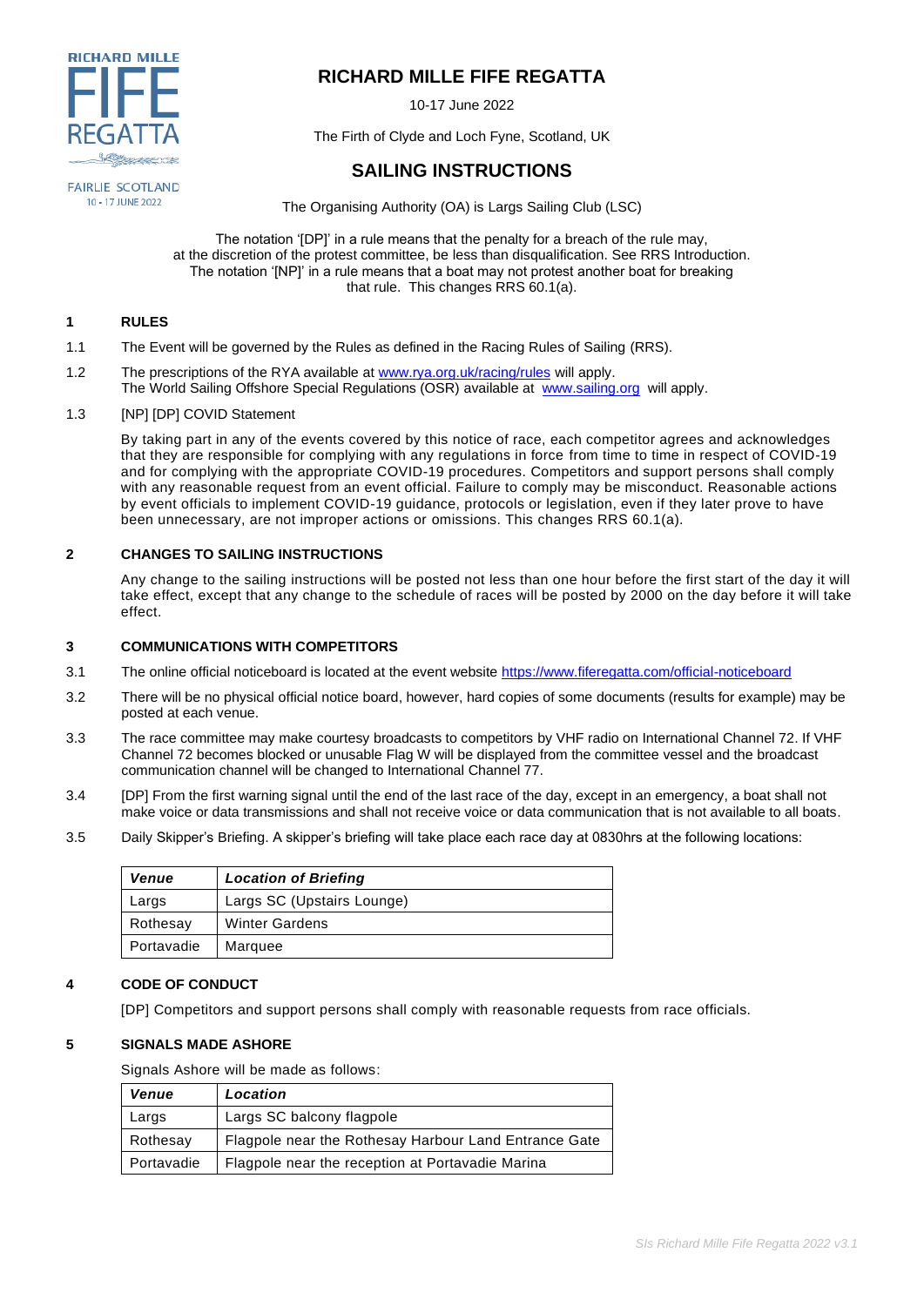# RICHARD MILLE FIFE REGATTA

10-17 June 2022

The Firth of Clyde and Loch Fyne, Scotland, UK

## SAILING INSTRUCTIONS

The Organising Authority (OA) is Largs Sailing Club (LSC)

The notation '[DP]' in a rule means that the penalty for a breach of the rule may, at the discretion of the protest committee, be less than disqualification. See RRS Introduction. The notation '[NP]' in a rule means that a boat may not protest another boat for breaking that rule. This changes RRS 60.1(a).

### 1 RULES

1.1 The Event will be governed by the Rules as defined in the Racing Rules of Sailing (RRS).

1.2 The prescriptions of the RYA available at www.rya.org.uk/racing/rules will apply.
The World Sailing Offshore Special Regulations (OSR) available at www.sailing.org will apply.

1.3 [NP] [DP] COVID Statement

By taking part in any of the events covered by this notice of race, each competitor agrees and acknowledges that they are responsible for complying with any regulations in force from time to time in respect of COVID-19 and for complying with the appropriate COVID-19 procedures. Competitors and support persons shall comply with any reasonable request from an event official. Failure to comply may be misconduct. Reasonable actions by event officials to implement COVID-19 guidance, protocols or legislation, even if they later prove to have been unnecessary, are not improper actions or omissions. This changes RRS 60.1(a).

### 2 CHANGES TO SAILING INSTRUCTIONS

Any change to the sailing instructions will be posted not less than one hour before the first start of the day it will take effect, except that any change to the schedule of races will be posted by 2000 on the day before it will take effect.

### 3 COMMUNICATIONS WITH COMPETITORS

3.1 The online official noticeboard is located at the event website https://www.fiferegatta.com/official-noticeboard

3.2 There will be no physical official notice board, however, hard copies of some documents (results for example) may be posted at each venue.

3.3 The race committee may make courtesy broadcasts to competitors by VHF radio on International Channel 72. If VHF Channel 72 becomes blocked or unusable Flag W will be displayed from the committee vessel and the broadcast communication channel will be changed to International Channel 77.

3.4 [DP] From the first warning signal until the end of the last race of the day, except in an emergency, a boat shall not make voice or data transmissions and shall not receive voice or data communication that is not available to all boats.

3.5 Daily Skipper's Briefing. A skipper's briefing will take place each race day at 0830hrs at the following locations:

| *Venue* | *Location of Briefing* |
|---|---|
| Largs | Largs SC (Upstairs Lounge) |
| Rothesay | Winter Gardens |
| Portavadie | Marquee |

### 4 CODE OF CONDUCT

[DP] Competitors and support persons shall comply with reasonable requests from race officials.

### 5 SIGNALS MADE ASHORE

Signals Ashore will be made as follows:

| *Venue* | *Location* |
|---|---|
| Largs | Largs SC balcony flagpole |
| Rothesay | Flagpole near the Rothesay Harbour Land Entrance Gate |
| Portavadie | Flagpole near the reception at Portavadie Marina |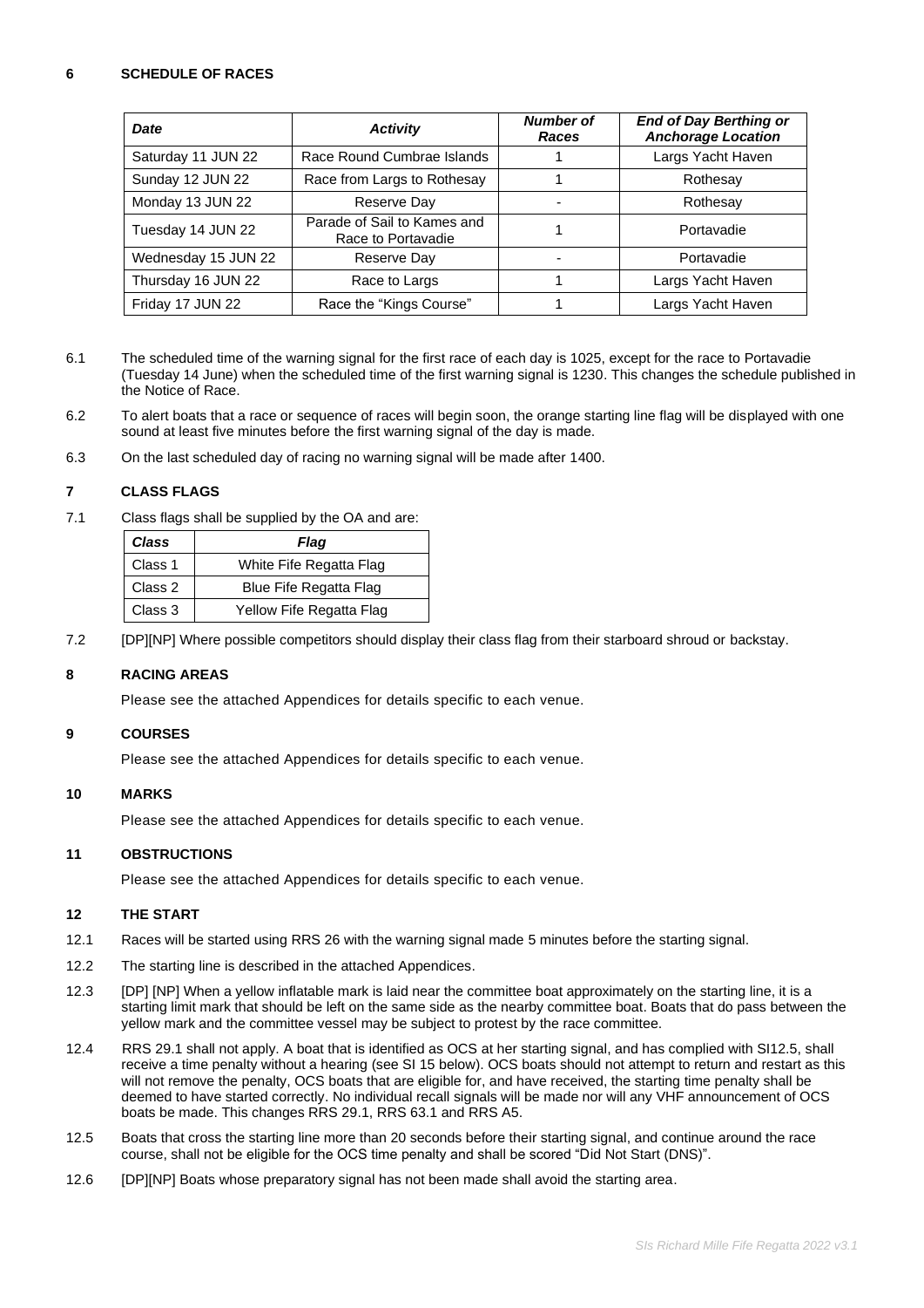## 6 SCHEDULE OF RACES

| *Date* | *Activity* | *Number of Races* | *End of Day Berthing or Anchorage Location* |
|---|---|---|---|
| Saturday 11 JUN 22 | Race Round Cumbrae Islands | 1 | Largs Yacht Haven |
| Sunday 12 JUN 22 | Race from Largs to Rothesay | 1 | Rothesay |
| Monday 13 JUN 22 | Reserve Day | - | Rothesay |
| Tuesday 14 JUN 22 | Parade of Sail to Kames and Race to Portavadie | 1 | Portavadie |
| Wednesday 15 JUN 22 | Reserve Day | - | Portavadie |
| Thursday 16 JUN 22 | Race to Largs | 1 | Largs Yacht Haven |
| Friday 17 JUN 22 | Race the "Kings Course" | 1 | Largs Yacht Haven |

6.1 The scheduled time of the warning signal for the first race of each day is 1025, except for the race to Portavadie (Tuesday 14 June) when the scheduled time of the first warning signal is 1230. This changes the schedule published in the Notice of Race.

6.2 To alert boats that a race or sequence of races will begin soon, the orange starting line flag will be displayed with one sound at least five minutes before the first warning signal of the day is made.

6.3 On the last scheduled day of racing no warning signal will be made after 1400.

## 7 CLASS FLAGS

7.1 Class flags shall be supplied by the OA and are:

| *Class* | *Flag* |
|---|---|
| Class 1 | White Fife Regatta Flag |
| Class 2 | Blue Fife Regatta Flag |
| Class 3 | Yellow Fife Regatta Flag |

7.2 [DP][NP] Where possible competitors should display their class flag from their starboard shroud or backstay.

## 8 RACING AREAS

Please see the attached Appendices for details specific to each venue.

## 9 COURSES

Please see the attached Appendices for details specific to each venue.

## 10 MARKS

Please see the attached Appendices for details specific to each venue.

## 11 OBSTRUCTIONS

Please see the attached Appendices for details specific to each venue.

## 12 THE START

12.1 Races will be started using RRS 26 with the warning signal made 5 minutes before the starting signal.

12.2 The starting line is described in the attached Appendices.

12.3 [DP] [NP] When a yellow inflatable mark is laid near the committee boat approximately on the starting line, it is a starting limit mark that should be left on the same side as the nearby committee boat. Boats that do pass between the yellow mark and the committee vessel may be subject to protest by the race committee.

12.4 RRS 29.1 shall not apply. A boat that is identified as OCS at her starting signal, and has complied with SI12.5, shall receive a time penalty without a hearing (see SI 15 below). OCS boats should not attempt to return and restart as this will not remove the penalty, OCS boats that are eligible for, and have received, the starting time penalty shall be deemed to have started correctly. No individual recall signals will be made nor will any VHF announcement of OCS boats be made. This changes RRS 29.1, RRS 63.1 and RRS A5.

12.5 Boats that cross the starting line more than 20 seconds before their starting signal, and continue around the race course, shall not be eligible for the OCS time penalty and shall be scored "Did Not Start (DNS)".

12.6 [DP][NP] Boats whose preparatory signal has not been made shall avoid the starting area.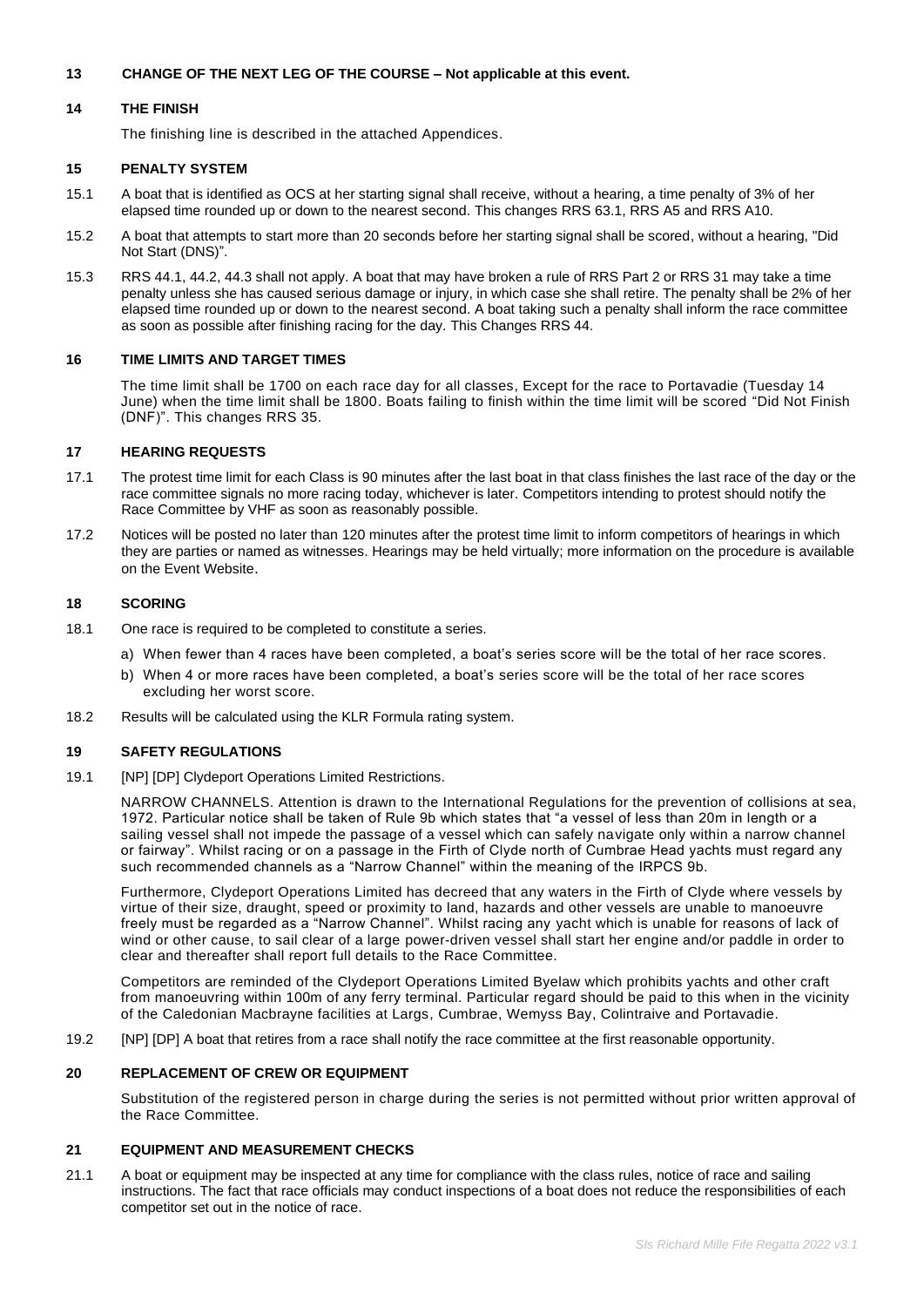## 13 CHANGE OF THE NEXT LEG OF THE COURSE – Not applicable at this event.

## 14 THE FINISH

The finishing line is described in the attached Appendices.

## 15 PENALTY SYSTEM

15.1 A boat that is identified as OCS at her starting signal shall receive, without a hearing, a time penalty of 3% of her elapsed time rounded up or down to the nearest second. This changes RRS 63.1, RRS A5 and RRS A10.

15.2 A boat that attempts to start more than 20 seconds before her starting signal shall be scored, without a hearing, "Did Not Start (DNS)".

15.3 RRS 44.1, 44.2, 44.3 shall not apply. A boat that may have broken a rule of RRS Part 2 or RRS 31 may take a time penalty unless she has caused serious damage or injury, in which case she shall retire. The penalty shall be 2% of her elapsed time rounded up or down to the nearest second. A boat taking such a penalty shall inform the race committee as soon as possible after finishing racing for the day. This Changes RRS 44.

## 16 TIME LIMITS AND TARGET TIMES

The time limit shall be 1700 on each race day for all classes, Except for the race to Portavadie (Tuesday 14 June) when the time limit shall be 1800. Boats failing to finish within the time limit will be scored "Did Not Finish (DNF)". This changes RRS 35.

## 17 HEARING REQUESTS

17.1 The protest time limit for each Class is 90 minutes after the last boat in that class finishes the last race of the day or the race committee signals no more racing today, whichever is later. Competitors intending to protest should notify the Race Committee by VHF as soon as reasonably possible.

17.2 Notices will be posted no later than 120 minutes after the protest time limit to inform competitors of hearings in which they are parties or named as witnesses. Hearings may be held virtually; more information on the procedure is available on the Event Website.

## 18 SCORING

18.1 One race is required to be completed to constitute a series.

a) When fewer than 4 races have been completed, a boat's series score will be the total of her race scores.

b) When 4 or more races have been completed, a boat's series score will be the total of her race scores excluding her worst score.

18.2 Results will be calculated using the KLR Formula rating system.

## 19 SAFETY REGULATIONS

19.1 [NP] [DP] Clydeport Operations Limited Restrictions.

NARROW CHANNELS. Attention is drawn to the International Regulations for the prevention of collisions at sea, 1972. Particular notice shall be taken of Rule 9b which states that "a vessel of less than 20m in length or a sailing vessel shall not impede the passage of a vessel which can safely navigate only within a narrow channel or fairway". Whilst racing or on a passage in the Firth of Clyde north of Cumbrae Head yachts must regard any such recommended channels as a "Narrow Channel" within the meaning of the IRPCS 9b.

Furthermore, Clydeport Operations Limited has decreed that any waters in the Firth of Clyde where vessels by virtue of their size, draught, speed or proximity to land, hazards and other vessels are unable to manoeuvre freely must be regarded as a "Narrow Channel". Whilst racing any yacht which is unable for reasons of lack of wind or other cause, to sail clear of a large power-driven vessel shall start her engine and/or paddle in order to clear and thereafter shall report full details to the Race Committee.

Competitors are reminded of the Clydeport Operations Limited Byelaw which prohibits yachts and other craft from manoeuvring within 100m of any ferry terminal. Particular regard should be paid to this when in the vicinity of the Caledonian Macbrayne facilities at Largs, Cumbrae, Wemyss Bay, Colintraive and Portavadie.

19.2 [NP] [DP] A boat that retires from a race shall notify the race committee at the first reasonable opportunity.

## 20 REPLACEMENT OF CREW OR EQUIPMENT

Substitution of the registered person in charge during the series is not permitted without prior written approval of the Race Committee.

## 21 EQUIPMENT AND MEASUREMENT CHECKS

21.1 A boat or equipment may be inspected at any time for compliance with the class rules, notice of race and sailing instructions. The fact that race officials may conduct inspections of a boat does not reduce the responsibilities of each competitor set out in the notice of race.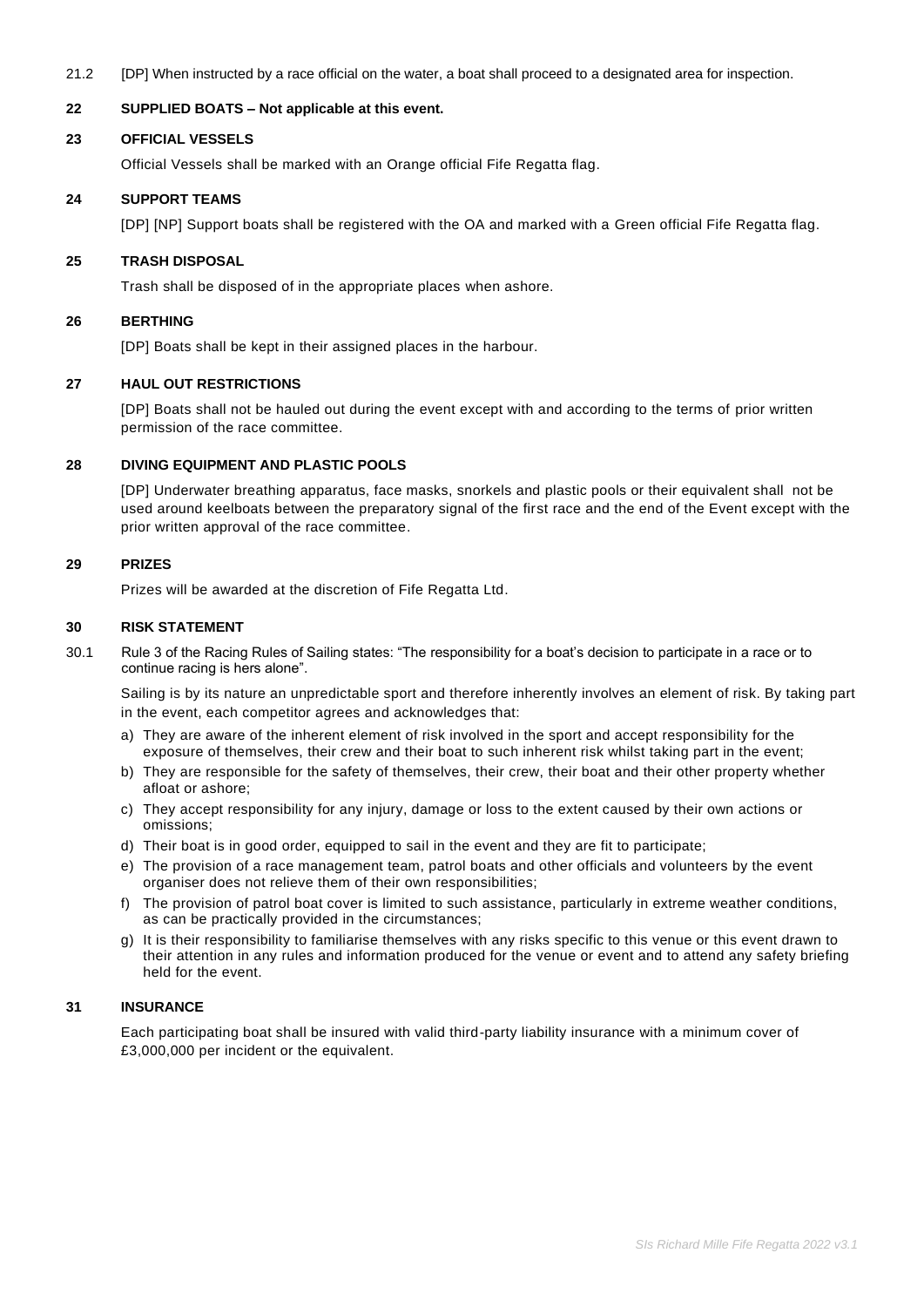21.2 [DP] When instructed by a race official on the water, a boat shall proceed to a designated area for inspection.

## 22 SUPPLIED BOATS – Not applicable at this event.

## 23 OFFICIAL VESSELS

Official Vessels shall be marked with an Orange official Fife Regatta flag.

## 24 SUPPORT TEAMS

[DP] [NP] Support boats shall be registered with the OA and marked with a Green official Fife Regatta flag.

## 25 TRASH DISPOSAL

Trash shall be disposed of in the appropriate places when ashore.

## 26 BERTHING

[DP] Boats shall be kept in their assigned places in the harbour.

## 27 HAUL OUT RESTRICTIONS

[DP] Boats shall not be hauled out during the event except with and according to the terms of prior written permission of the race committee.

## 28 DIVING EQUIPMENT AND PLASTIC POOLS

[DP] Underwater breathing apparatus, face masks, snorkels and plastic pools or their equivalent shall not be used around keelboats between the preparatory signal of the first race and the end of the Event except with the prior written approval of the race committee.

## 29 PRIZES

Prizes will be awarded at the discretion of Fife Regatta Ltd.

## 30 RISK STATEMENT

30.1 Rule 3 of the Racing Rules of Sailing states: "The responsibility for a boat's decision to participate in a race or to continue racing is hers alone".

Sailing is by its nature an unpredictable sport and therefore inherently involves an element of risk. By taking part in the event, each competitor agrees and acknowledges that:

a) They are aware of the inherent element of risk involved in the sport and accept responsibility for the exposure of themselves, their crew and their boat to such inherent risk whilst taking part in the event;
b) They are responsible for the safety of themselves, their crew, their boat and their other property whether afloat or ashore;
c) They accept responsibility for any injury, damage or loss to the extent caused by their own actions or omissions;
d) Their boat is in good order, equipped to sail in the event and they are fit to participate;
e) The provision of a race management team, patrol boats and other officials and volunteers by the event organiser does not relieve them of their own responsibilities;
f) The provision of patrol boat cover is limited to such assistance, particularly in extreme weather conditions, as can be practically provided in the circumstances;
g) It is their responsibility to familiarise themselves with any risks specific to this venue or this event drawn to their attention in any rules and information produced for the venue or event and to attend any safety briefing held for the event.

## 31 INSURANCE

Each participating boat shall be insured with valid third-party liability insurance with a minimum cover of £3,000,000 per incident or the equivalent.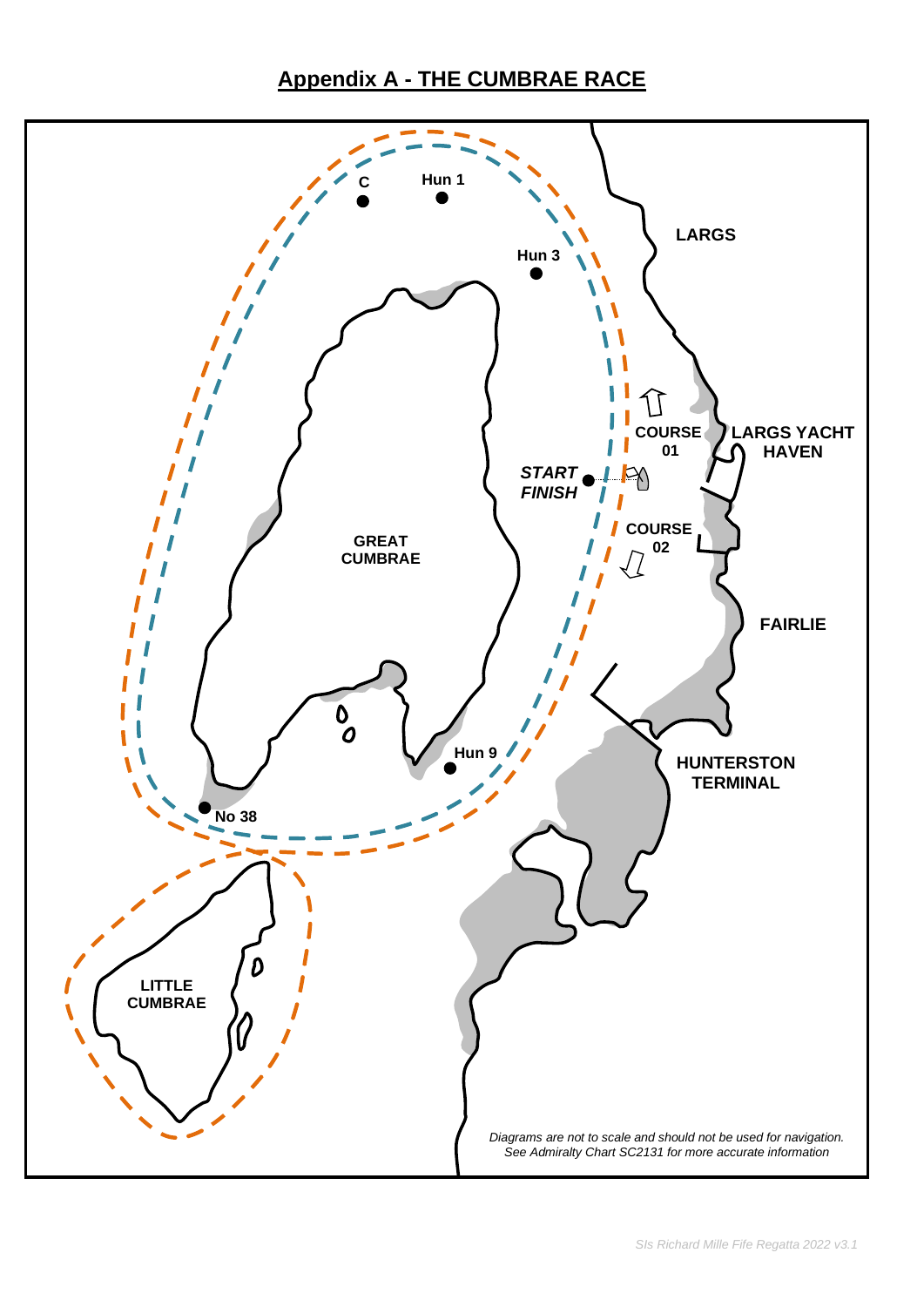# Appendix A - THE CUMBRAE RACE

C

Hun 1

Hun 3

LARGS

COURSE 01

LARGS YACHT HAVEN

*START*

*FINISH*

COURSE 02

GREAT CUMBRAE

FAIRLIE

Hun 9

HUNTERSTON TERMINAL

No 38

LITTLE CUMBRAE

*Diagrams are not to scale and should not be used for navigation.*
*See Admiralty Chart SC2131 for more accurate information*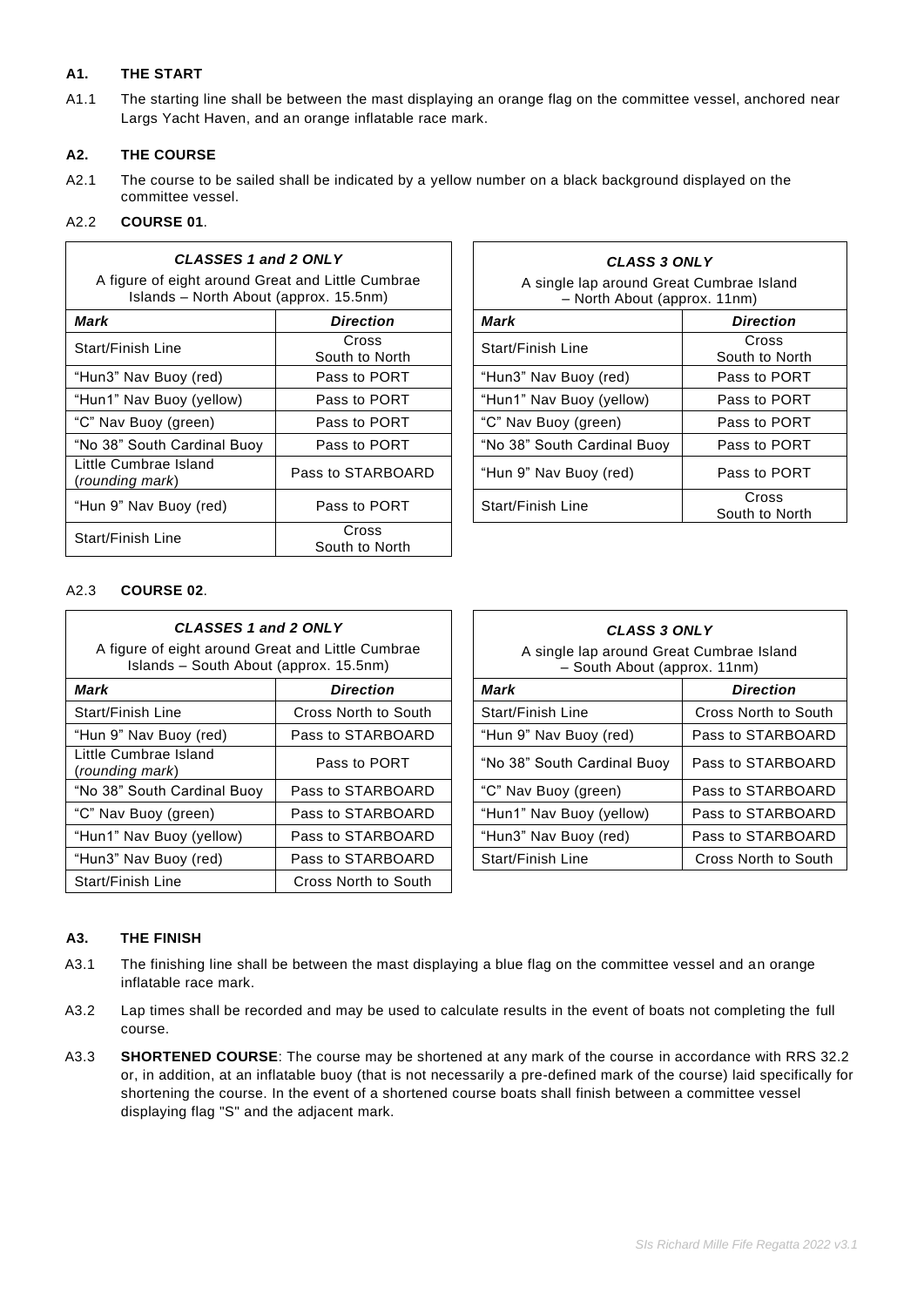### A1. THE START

A1.1 The starting line shall be between the mast displaying an orange flag on the committee vessel, anchored near Largs Yacht Haven, and an orange inflatable race mark.

### A2. THE COURSE

A2.1 The course to be sailed shall be indicated by a yellow number on a black background displayed on the committee vessel.

A2.2 **COURSE 01**.

| ***CLASSES 1 and 2 ONLY*** A figure of eight around Great and Little Cumbrae Islands – North About (approx. 15.5nm) | |
|---|---|
| ***Mark*** | ***Direction*** |
| Start/Finish Line | Cross South to North |
| "Hun3" Nav Buoy (red) | Pass to PORT |
| "Hun1" Nav Buoy (yellow) | Pass to PORT |
| "C" Nav Buoy (green) | Pass to PORT |
| "No 38" South Cardinal Buoy | Pass to PORT |
| Little Cumbrae Island (*rounding mark*) | Pass to STARBOARD |
| "Hun 9" Nav Buoy (red) | Pass to PORT |
| Start/Finish Line | Cross South to North |

| ***CLASS 3 ONLY*** A single lap around Great Cumbrae Island – North About (approx. 11nm) | |
|---|---|
| ***Mark*** | ***Direction*** |
| Start/Finish Line | Cross South to North |
| "Hun3" Nav Buoy (red) | Pass to PORT |
| "Hun1" Nav Buoy (yellow) | Pass to PORT |
| "C" Nav Buoy (green) | Pass to PORT |
| "No 38" South Cardinal Buoy | Pass to PORT |
| "Hun 9" Nav Buoy (red) | Pass to PORT |
| Start/Finish Line | Cross South to North |

A2.3 **COURSE 02**.

| ***CLASSES 1 and 2 ONLY*** A figure of eight around Great and Little Cumbrae Islands – South About (approx. 15.5nm) | |
|---|---|
| ***Mark*** | ***Direction*** |
| Start/Finish Line | Cross North to South |
| "Hun 9" Nav Buoy (red) | Pass to STARBOARD |
| Little Cumbrae Island (*rounding mark*) | Pass to PORT |
| "No 38" South Cardinal Buoy | Pass to STARBOARD |
| "C" Nav Buoy (green) | Pass to STARBOARD |
| "Hun1" Nav Buoy (yellow) | Pass to STARBOARD |
| "Hun3" Nav Buoy (red) | Pass to STARBOARD |
| Start/Finish Line | Cross North to South |

| ***CLASS 3 ONLY*** A single lap around Great Cumbrae Island – South About (approx. 11nm) | |
|---|---|
| ***Mark*** | ***Direction*** |
| Start/Finish Line | Cross North to South |
| "Hun 9" Nav Buoy (red) | Pass to STARBOARD |
| "No 38" South Cardinal Buoy | Pass to STARBOARD |
| "C" Nav Buoy (green) | Pass to STARBOARD |
| "Hun1" Nav Buoy (yellow) | Pass to STARBOARD |
| "Hun3" Nav Buoy (red) | Pass to STARBOARD |
| Start/Finish Line | Cross North to South |

### A3. THE FINISH

A3.1 The finishing line shall be between the mast displaying a blue flag on the committee vessel and an orange inflatable race mark.

A3.2 Lap times shall be recorded and may be used to calculate results in the event of boats not completing the full course.

A3.3 **SHORTENED COURSE**: The course may be shortened at any mark of the course in accordance with RRS 32.2 or, in addition, at an inflatable buoy (that is not necessarily a pre-defined mark of the course) laid specifically for shortening the course. In the event of a shortened course boats shall finish between a committee vessel displaying flag "S" and the adjacent mark.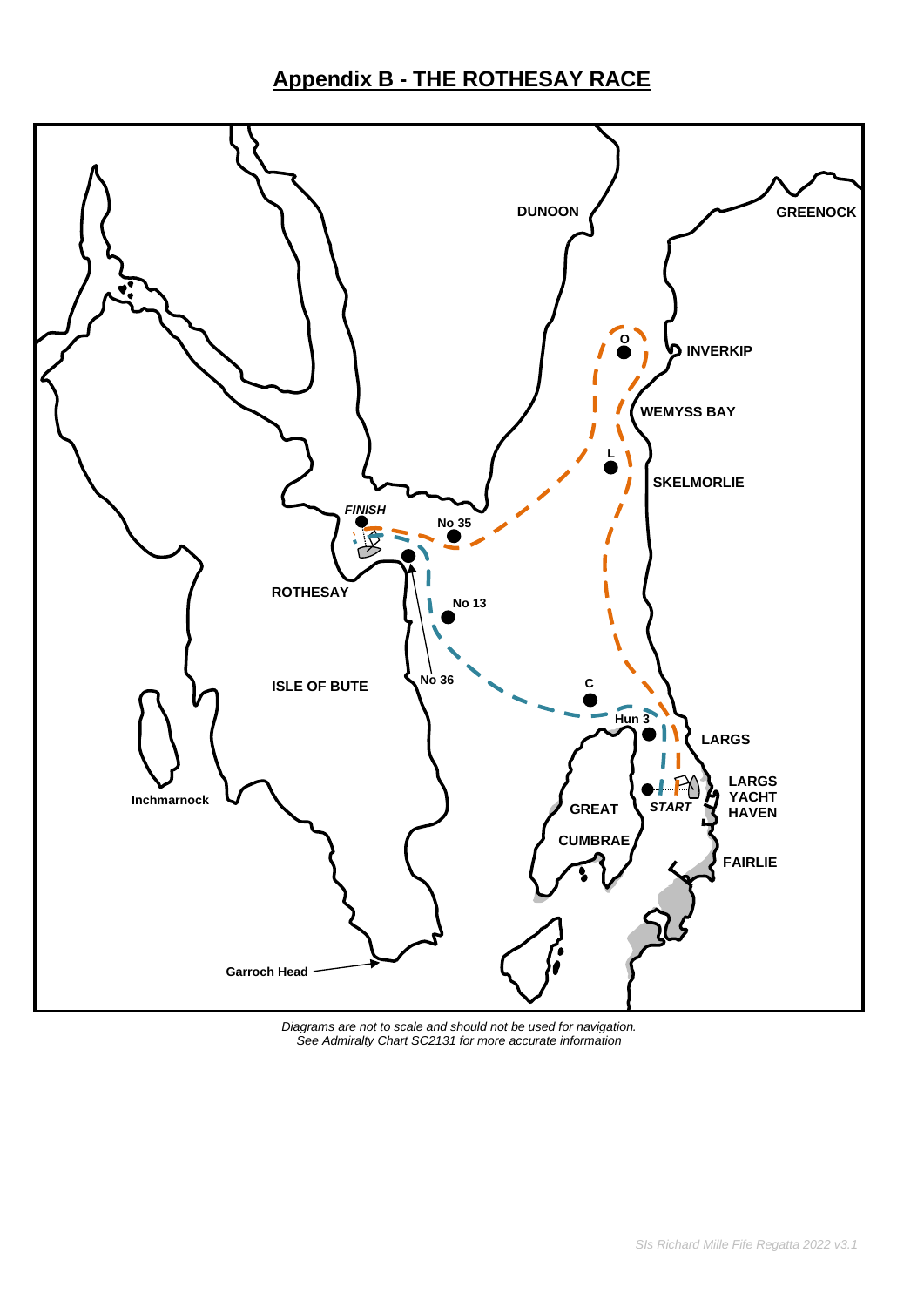## Appendix B - THE ROTHESAY RACE

DUNOON

GREENOCK

INVERKIP

WEMYSS BAY

SKELMORLIE

O

L

*FINISH*

No 35

ROTHESAY

No 13

ISLE OF BUTE

No 36

C

Hun 3

LARGS

LARGS YACHT HAVEN

*START*

GREAT CUMBRAE

FAIRLIE

Inchmarnock

Garroch Head

*Diagrams are not to scale and should not be used for navigation.*
*See Admiralty Chart SC2131 for more accurate information*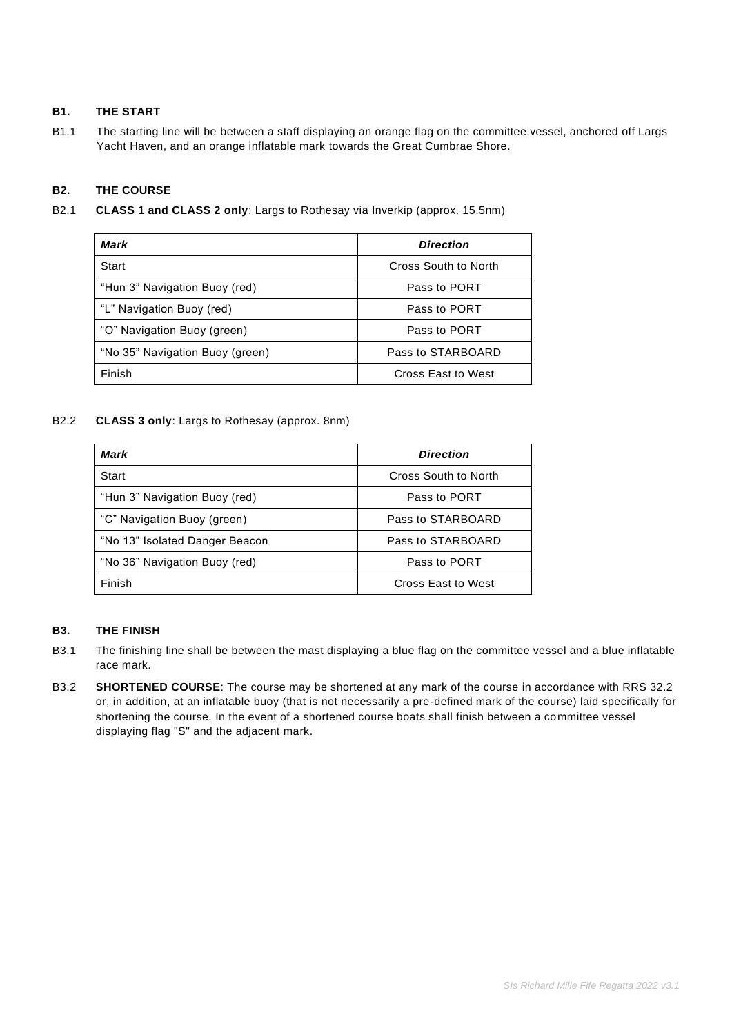### B1. THE START

B1.1 The starting line will be between a staff displaying an orange flag on the committee vessel, anchored off Largs Yacht Haven, and an orange inflatable mark towards the Great Cumbrae Shore.

### B2. THE COURSE

B2.1 **CLASS 1 and CLASS 2 only**: Largs to Rothesay via Inverkip (approx. 15.5nm)

| *Mark* | *Direction* |
|---|---|
| Start | Cross South to North |
| "Hun 3" Navigation Buoy (red) | Pass to PORT |
| "L" Navigation Buoy (red) | Pass to PORT |
| "O" Navigation Buoy (green) | Pass to PORT |
| "No 35" Navigation Buoy (green) | Pass to STARBOARD |
| Finish | Cross East to West |

B2.2 **CLASS 3 only**: Largs to Rothesay (approx. 8nm)

| *Mark* | *Direction* |
|---|---|
| Start | Cross South to North |
| "Hun 3" Navigation Buoy (red) | Pass to PORT |
| "C" Navigation Buoy (green) | Pass to STARBOARD |
| "No 13" Isolated Danger Beacon | Pass to STARBOARD |
| "No 36" Navigation Buoy (red) | Pass to PORT |
| Finish | Cross East to West |

### B3. THE FINISH

B3.1 The finishing line shall be between the mast displaying a blue flag on the committee vessel and a blue inflatable race mark.

B3.2 **SHORTENED COURSE**: The course may be shortened at any mark of the course in accordance with RRS 32.2 or, in addition, at an inflatable buoy (that is not necessarily a pre-defined mark of the course) laid specifically for shortening the course. In the event of a shortened course boats shall finish between a committee vessel displaying flag "S" and the adjacent mark.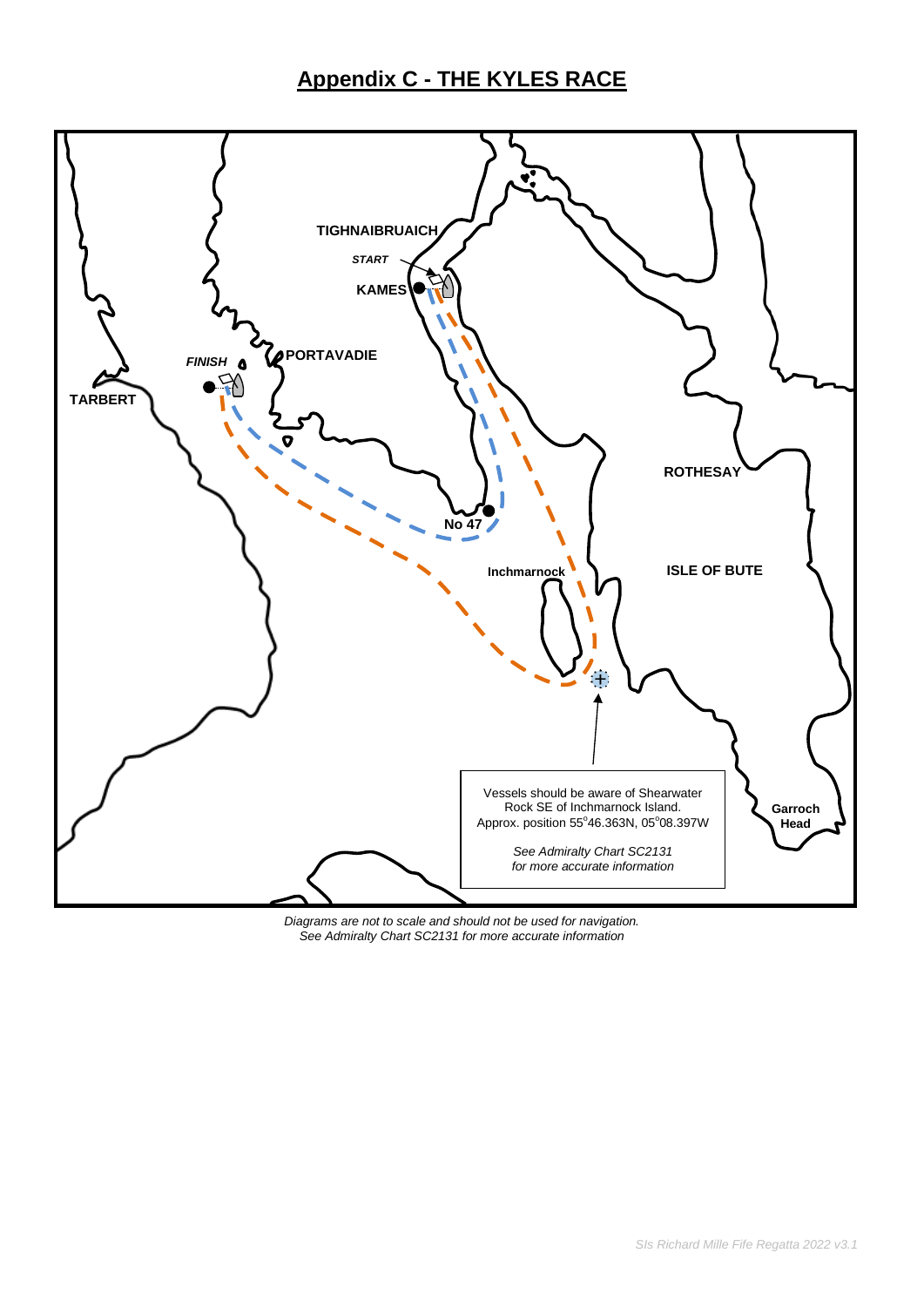# Appendix C - THE KYLES RACE

TIGHNAIBRUAICH

*START*

KAMES

*FINISH*

PORTAVADIE

TARBERT

ROTHESAY

No 47

Inchmarnock

ISLE OF BUTE

Vessels should be aware of Shearwater Rock SE of Inchmarnock Island. Approx. position 55°46.363N, 05°08.397W

*See Admiralty Chart SC2131 for more accurate information*

Garroch Head

*Diagrams are not to scale and should not be used for navigation.*
*See Admiralty Chart SC2131 for more accurate information*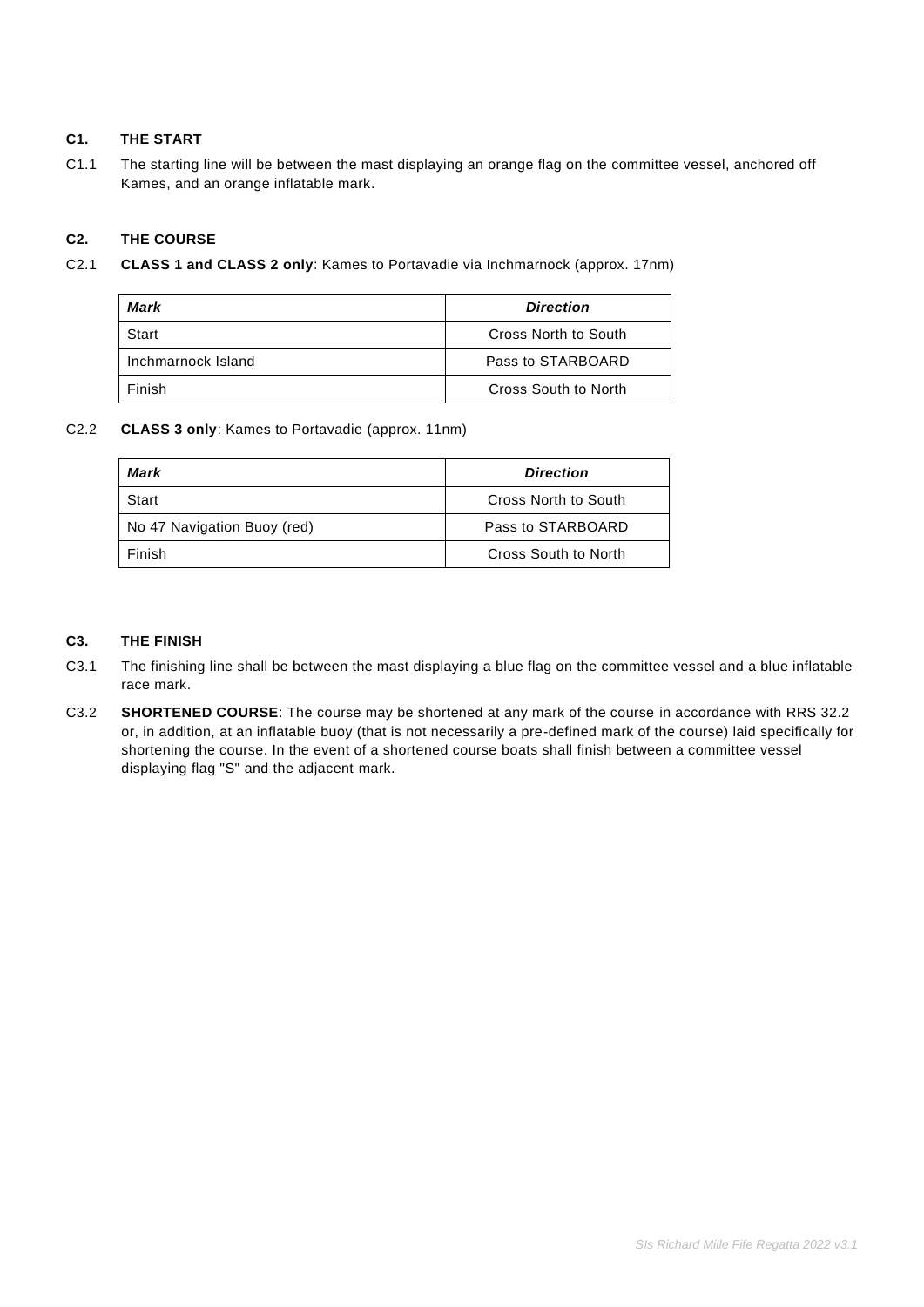### C1. THE START

C1.1 The starting line will be between the mast displaying an orange flag on the committee vessel, anchored off Kames, and an orange inflatable mark.

### C2. THE COURSE

C2.1 **CLASS 1 and CLASS 2 only**: Kames to Portavadie via Inchmarnock (approx. 17nm)

| ***Mark*** | ***Direction*** |
|---|---|
| Start | Cross North to South |
| Inchmarnock Island | Pass to STARBOARD |
| Finish | Cross South to North |

C2.2 **CLASS 3 only**: Kames to Portavadie (approx. 11nm)

| ***Mark*** | ***Direction*** |
|---|---|
| Start | Cross North to South |
| No 47 Navigation Buoy (red) | Pass to STARBOARD |
| Finish | Cross South to North |

### C3. THE FINISH

C3.1 The finishing line shall be between the mast displaying a blue flag on the committee vessel and a blue inflatable race mark.

C3.2 **SHORTENED COURSE**: The course may be shortened at any mark of the course in accordance with RRS 32.2 or, in addition, at an inflatable buoy (that is not necessarily a pre-defined mark of the course) laid specifically for shortening the course. In the event of a shortened course boats shall finish between a committee vessel displaying flag "S" and the adjacent mark.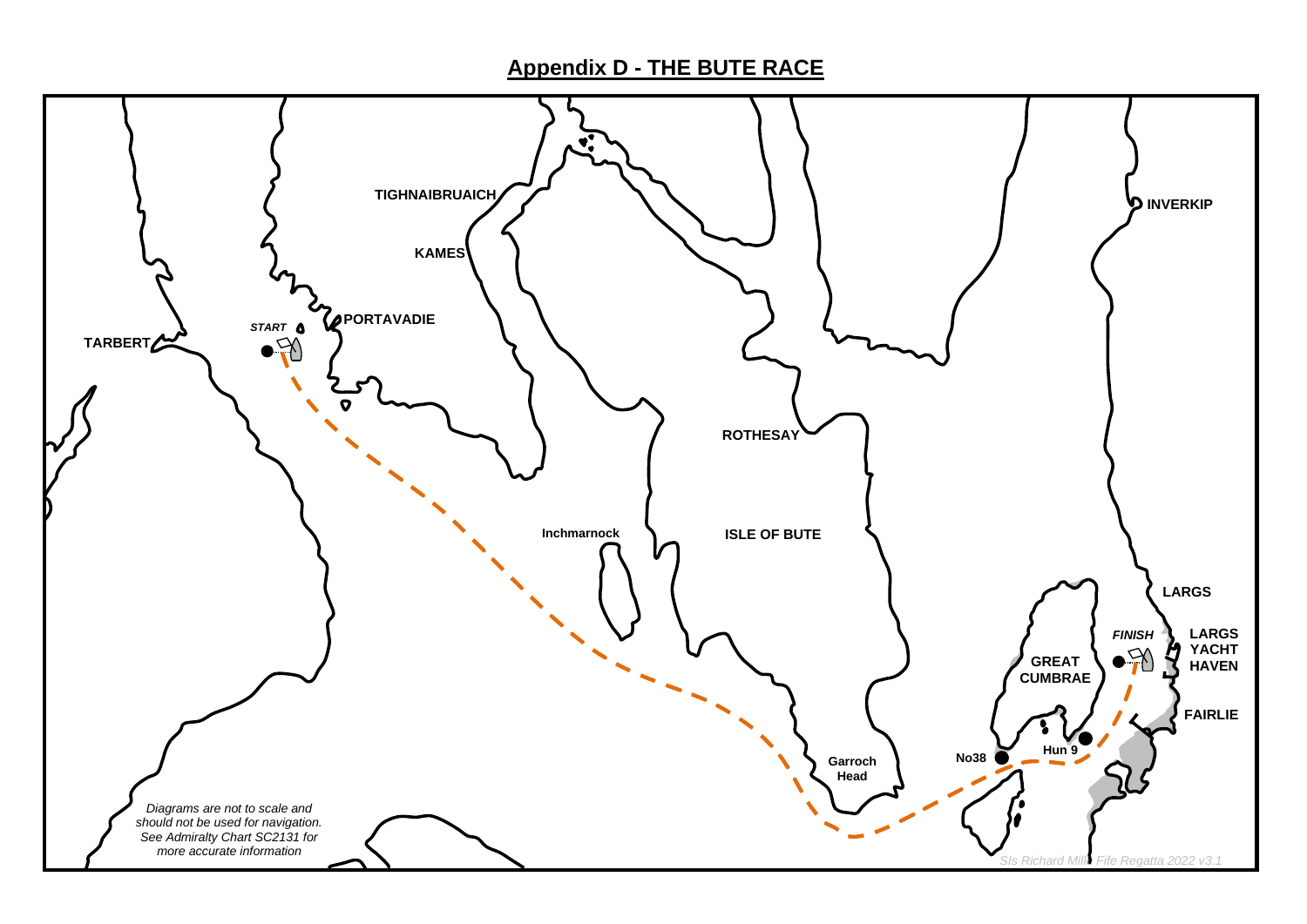# Appendix D - THE BUTE RACE

TIGHNAIBRUAICH

KAMES

PORTAVADIE

TARBERT

*START*

INVERKIP

ROTHESAY

Inchmarnock

ISLE OF BUTE

LARGS

*FINISH*

LARGS YACHT HAVEN

GREAT CUMBRAE

FAIRLIE

Hun 9

No38

Garroch Head

*Diagrams are not to scale and should not be used for navigation. See Admiralty Chart SC2131 for more accurate information*

*SIs Richard Mille Fife Regatta 2022 v3.1*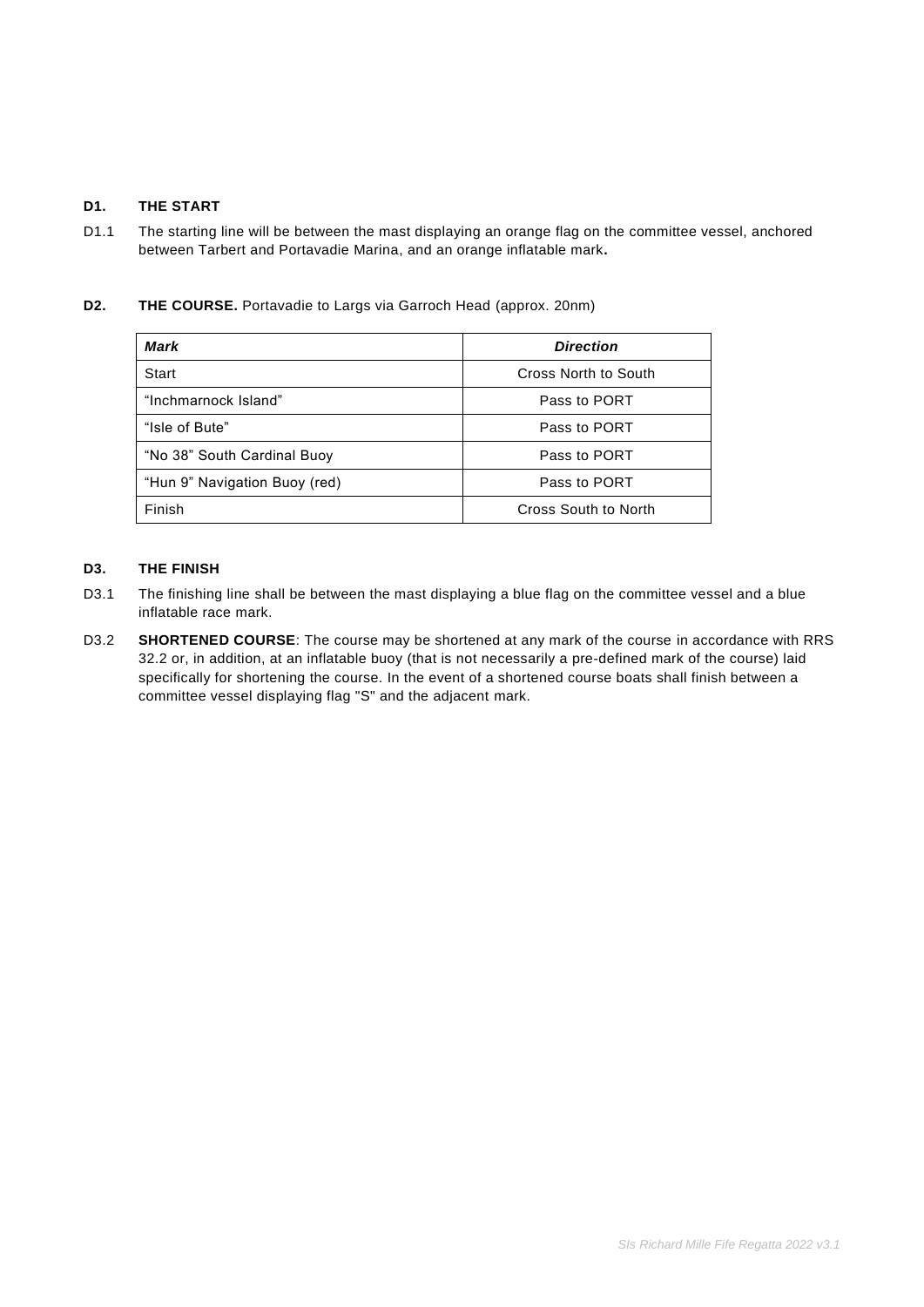**D1. THE START**

D1.1 The starting line will be between the mast displaying an orange flag on the committee vessel, anchored between Tarbert and Portavadie Marina, and an orange inflatable mark**.**

**D2. THE COURSE.** Portavadie to Largs via Garroch Head (approx. 20nm)

| ***Mark*** | ***Direction*** |
|---|---|
| Start | Cross North to South |
| "Inchmarnock Island" | Pass to PORT |
| "Isle of Bute" | Pass to PORT |
| "No 38" South Cardinal Buoy | Pass to PORT |
| "Hun 9" Navigation Buoy (red) | Pass to PORT |
| Finish | Cross South to North |

**D3. THE FINISH**

D3.1 The finishing line shall be between the mast displaying a blue flag on the committee vessel and a blue inflatable race mark.

D3.2 **SHORTENED COURSE**: The course may be shortened at any mark of the course in accordance with RRS 32.2 or, in addition, at an inflatable buoy (that is not necessarily a pre-defined mark of the course) laid specifically for shortening the course. In the event of a shortened course boats shall finish between a committee vessel displaying flag "S" and the adjacent mark.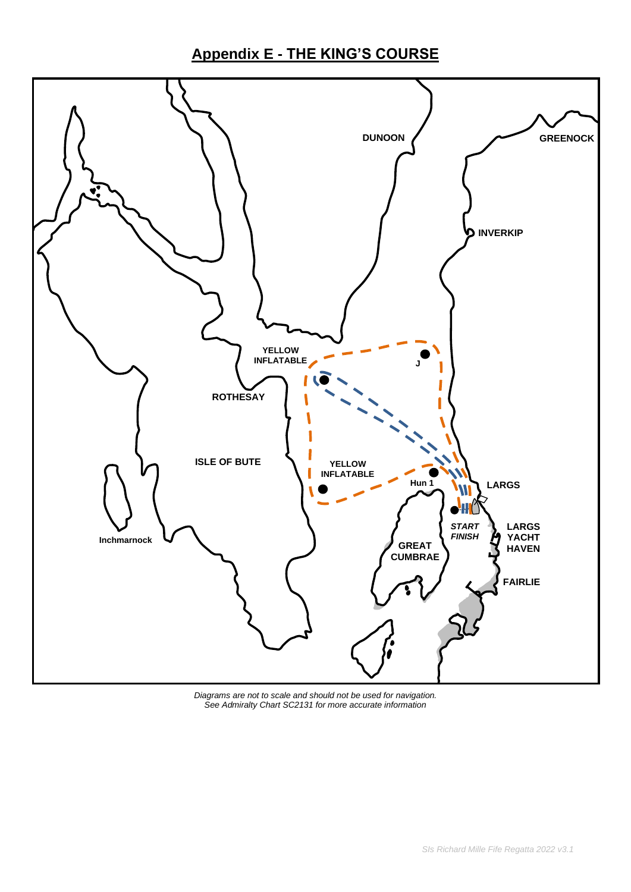# Appendix E - THE KING'S COURSE

DUNOON

GREENOCK

INVERKIP

YELLOW INFLATABLE

J

ROTHESAY

ISLE OF BUTE

YELLOW INFLATABLE

Hun 1

LARGS

START
FINISH

LARGS YACHT HAVEN

Inchmarnock

GREAT CUMBRAE

FAIRLIE

*Diagrams are not to scale and should not be used for navigation.*
*See Admiralty Chart SC2131 for more accurate information*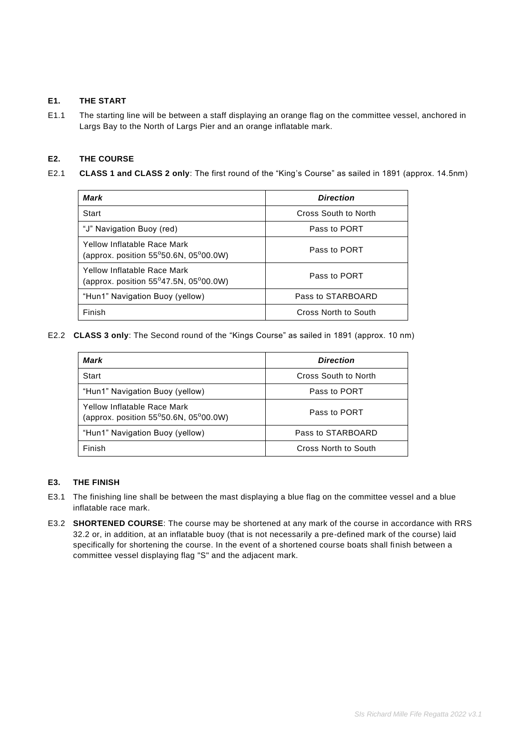## E1. THE START

E1.1 The starting line will be between a staff displaying an orange flag on the committee vessel, anchored in Largs Bay to the North of Largs Pier and an orange inflatable mark.

## E2. THE COURSE

E2.1 **CLASS 1 and CLASS 2 only**: The first round of the "King's Course" as sailed in 1891 (approx. 14.5nm)

| *Mark* | *Direction* |
|---|---|
| Start | Cross South to North |
| "J" Navigation Buoy (red) | Pass to PORT |
| Yellow Inflatable Race Mark (approx. position 55°50.6N, 05°00.0W) | Pass to PORT |
| Yellow Inflatable Race Mark (approx. position 55°47.5N, 05°00.0W) | Pass to PORT |
| "Hun1" Navigation Buoy (yellow) | Pass to STARBOARD |
| Finish | Cross North to South |

E2.2 **CLASS 3 only**: The Second round of the "Kings Course" as sailed in 1891 (approx. 10 nm)

| *Mark* | *Direction* |
|---|---|
| Start | Cross South to North |
| "Hun1" Navigation Buoy (yellow) | Pass to PORT |
| Yellow Inflatable Race Mark (approx. position 55°50.6N, 05°00.0W) | Pass to PORT |
| "Hun1" Navigation Buoy (yellow) | Pass to STARBOARD |
| Finish | Cross North to South |

## E3. THE FINISH

E3.1 The finishing line shall be between the mast displaying a blue flag on the committee vessel and a blue inflatable race mark.

E3.2 **SHORTENED COURSE**: The course may be shortened at any mark of the course in accordance with RRS 32.2 or, in addition, at an inflatable buoy (that is not necessarily a pre-defined mark of the course) laid specifically for shortening the course. In the event of a shortened course boats shall finish between a committee vessel displaying flag "S" and the adjacent mark.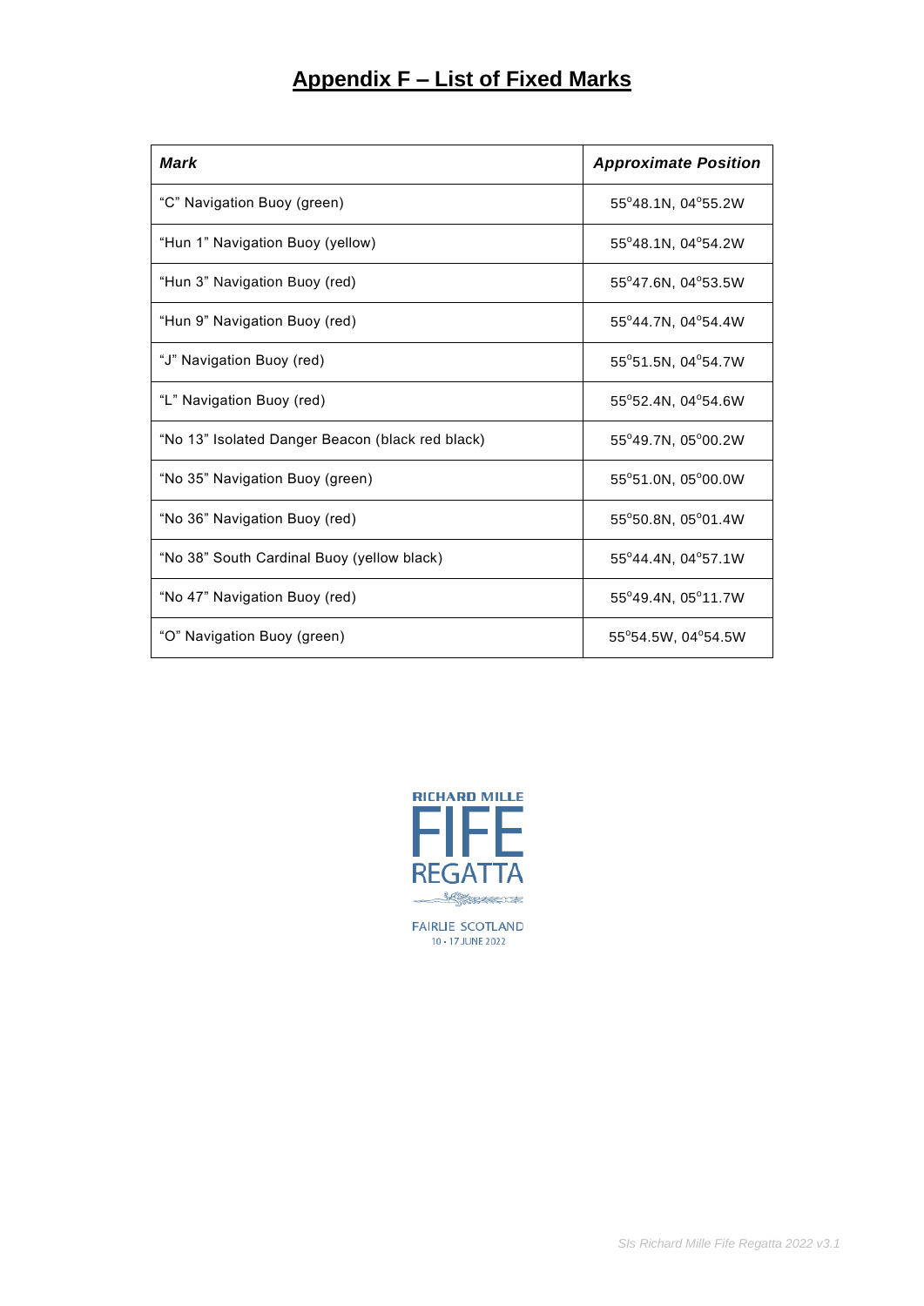# Appendix F – List of Fixed Marks

| ***Mark*** | ***Approximate Position*** |
|---|---|
| "C" Navigation Buoy (green) | 55°48.1N, 04°55.2W |
| "Hun 1" Navigation Buoy (yellow) | 55°48.1N, 04°54.2W |
| "Hun 3" Navigation Buoy (red) | 55°47.6N, 04°53.5W |
| "Hun 9" Navigation Buoy (red) | 55°44.7N, 04°54.4W |
| "J" Navigation Buoy (red) | 55°51.5N, 04°54.7W |
| "L" Navigation Buoy (red) | 55°52.4N, 04°54.6W |
| "No 13" Isolated Danger Beacon (black red black) | 55°49.7N, 05°00.2W |
| "No 35" Navigation Buoy (green) | 55°51.0N, 05°00.0W |
| "No 36" Navigation Buoy (red) | 55°50.8N, 05°01.4W |
| "No 38" South Cardinal Buoy (yellow black) | 55°44.4N, 04°57.1W |
| "No 47" Navigation Buoy (red) | 55°49.4N, 05°11.7W |
| "O" Navigation Buoy (green) | 55°54.5W, 04°54.5W |

RICHARD MILLE
FIFE
REGATTA

FAIRLIE SCOTLAND
10 • 17 JUNE 2022